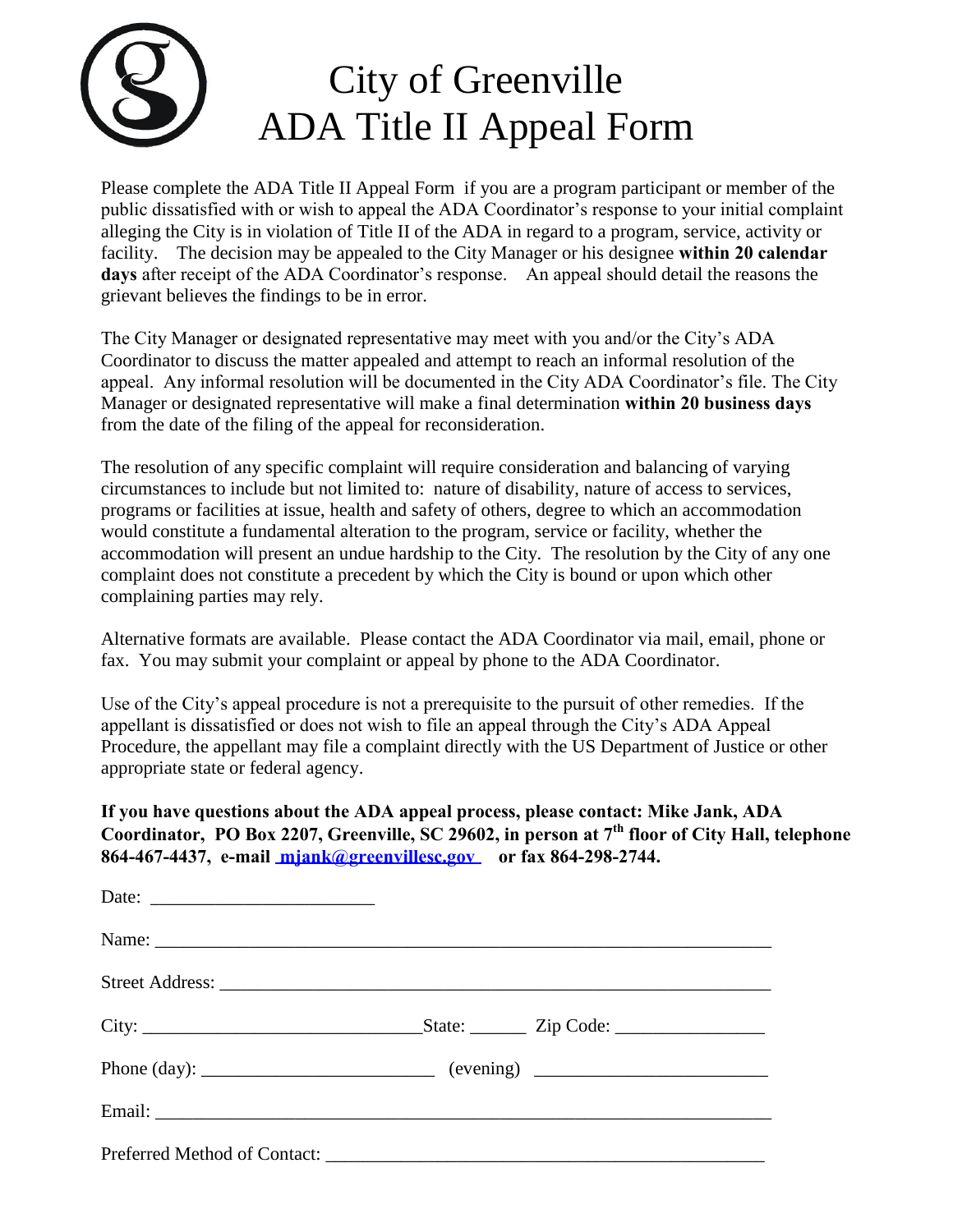# City of Greenville
# ADA Title II Appeal Form

Please complete the ADA Title II Appeal Form if you are a program participant or member of the public dissatisfied with or wish to appeal the ADA Coordinator's response to your initial complaint alleging the City is in violation of Title II of the ADA in regard to a program, service, activity or facility. The decision may be appealed to the City Manager or his designee **within 20 calendar days** after receipt of the ADA Coordinator's response. An appeal should detail the reasons the grievant believes the findings to be in error.

The City Manager or designated representative may meet with you and/or the City's ADA Coordinator to discuss the matter appealed and attempt to reach an informal resolution of the appeal. Any informal resolution will be documented in the City ADA Coordinator's file. The City Manager or designated representative will make a final determination **within 20 business days** from the date of the filing of the appeal for reconsideration.

The resolution of any specific complaint will require consideration and balancing of varying circumstances to include but not limited to: nature of disability, nature of access to services, programs or facilities at issue, health and safety of others, degree to which an accommodation would constitute a fundamental alteration to the program, service or facility, whether the accommodation will present an undue hardship to the City. The resolution by the City of any one complaint does not constitute a precedent by which the City is bound or upon which other complaining parties may rely.

Alternative formats are available. Please contact the ADA Coordinator via mail, email, phone or fax. You may submit your complaint or appeal by phone to the ADA Coordinator.

Use of the City's appeal procedure is not a prerequisite to the pursuit of other remedies. If the appellant is dissatisfied or does not wish to file an appeal through the City's ADA Appeal Procedure, the appellant may file a complaint directly with the US Department of Justice or other appropriate state or federal agency.

**If you have questions about the ADA appeal process, please contact: Mike Jank, ADA Coordinator, PO Box 2207, Greenville, SC 29602, in person at 7th floor of City Hall, telephone 864-467-4437, e-mail mjank@greenvillesc.gov or fax 864-298-2744.**

Date: ________________________

Name: ____________________________________________________________________

Street Address: ______________________________________________________________

City: ______________________________ State: ______ Zip Code: ________________

Phone (day): __________________________ (evening) __________________________

Email: ____________________________________________________________________

Preferred Method of Contact: ________________________________________________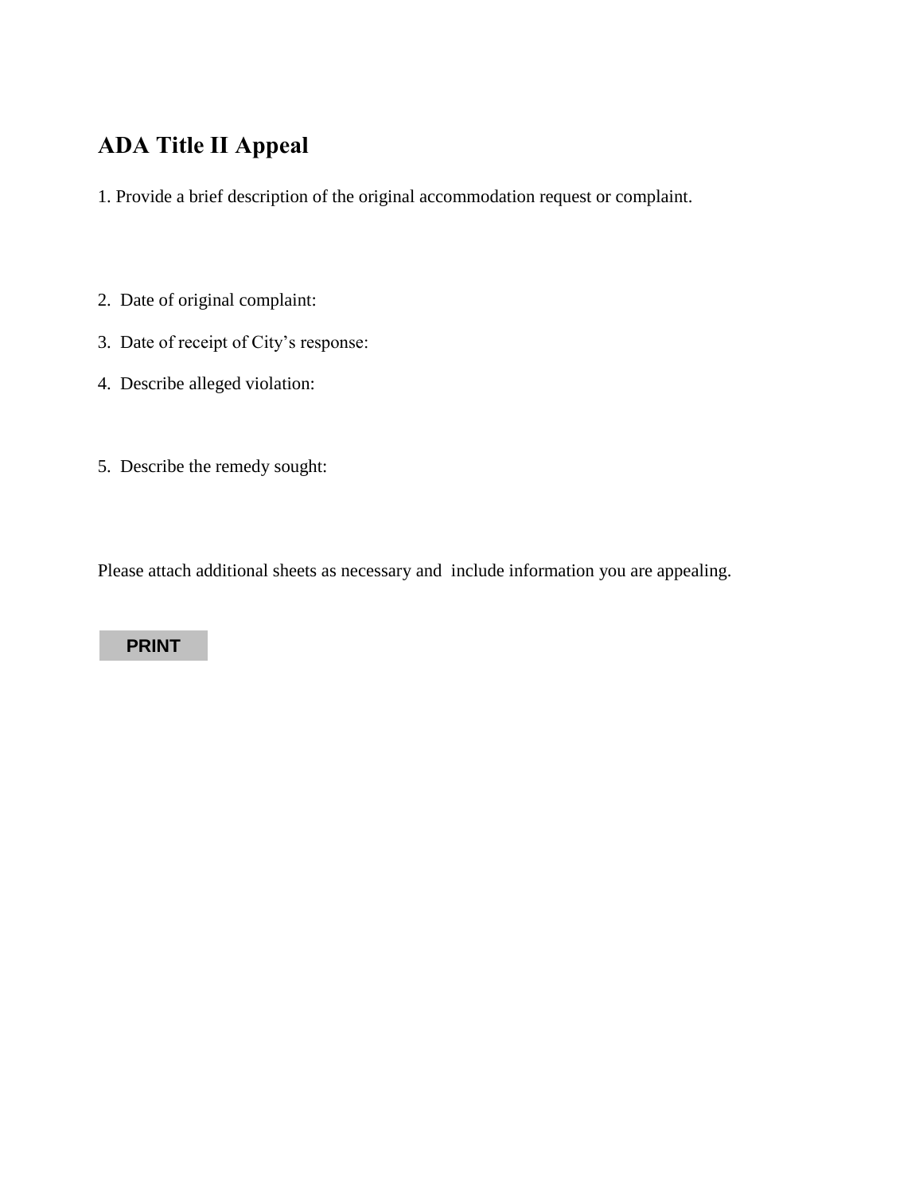# ADA Title II Appeal

1. Provide a brief description of the original accommodation request or complaint.

2. Date of original complaint:

3. Date of receipt of City's response:

4. Describe alleged violation:

5. Describe the remedy sought:

Please attach additional sheets as necessary and include information you are appealing.

PRINT